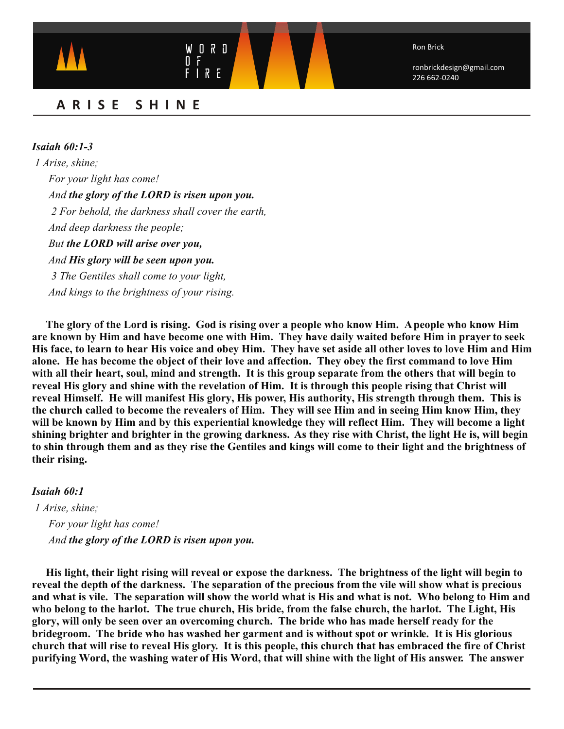WORD OF FIRE

Ron Brick

ronbrickdesign@gmail.com
226 662-0240

## A R I S E   S H I N E

***Isaiah 60:1-3***

*1 Arise, shine;*
*For your light has come!*
*And* ***the glory of the LORD is risen upon you.***
*2 For behold, the darkness shall cover the earth,*
*And deep darkness the people;*
*But* ***the LORD will arise over you,***
*And* ***His glory will be seen upon you.***
*3 The Gentiles shall come to your light,*
*And kings to the brightness of your rising.*

**The glory of the Lord is rising. God is rising over a people who know Him. A people who know Him are known by Him and have become one with Him. They have daily waited before Him in prayer to seek His face, to learn to hear His voice and obey Him. They have set aside all other loves to love Him and Him alone. He has become the object of their love and affection. They obey the first command to love Him with all their heart, soul, mind and strength. It is this group separate from the others that will begin to reveal His glory and shine with the revelation of Him. It is through this people rising that Christ will reveal Himself. He will manifest His glory, His power, His authority, His strength through them. This is the church called to become the revealers of Him. They will see Him and in seeing Him know Him, they will be known by Him and by this experiential knowledge they will reflect Him. They will become a light shining brighter and brighter in the growing darkness. As they rise with Christ, the light He is, will begin to shin through them and as they rise the Gentiles and kings will come to their light and the brightness of their rising.**

***Isaiah 60:1***

*1 Arise, shine;*
*For your light has come!*
*And* ***the glory of the LORD is risen upon you.***

**His light, their light rising will reveal or expose the darkness. The brightness of the light will begin to reveal the depth of the darkness. The separation of the precious from the vile will show what is precious and what is vile. The separation will show the world what is His and what is not. Who belong to Him and who belong to the harlot. The true church, His bride, from the false church, the harlot. The Light, His glory, will only be seen over an overcoming church. The bride who has made herself ready for the bridegroom. The bride who has washed her garment and is without spot or wrinkle. It is His glorious church that will rise to reveal His glory. It is this people, this church that has embraced the fire of Christ purifying Word, the washing water of His Word, that will shine with the light of His answer. The answer**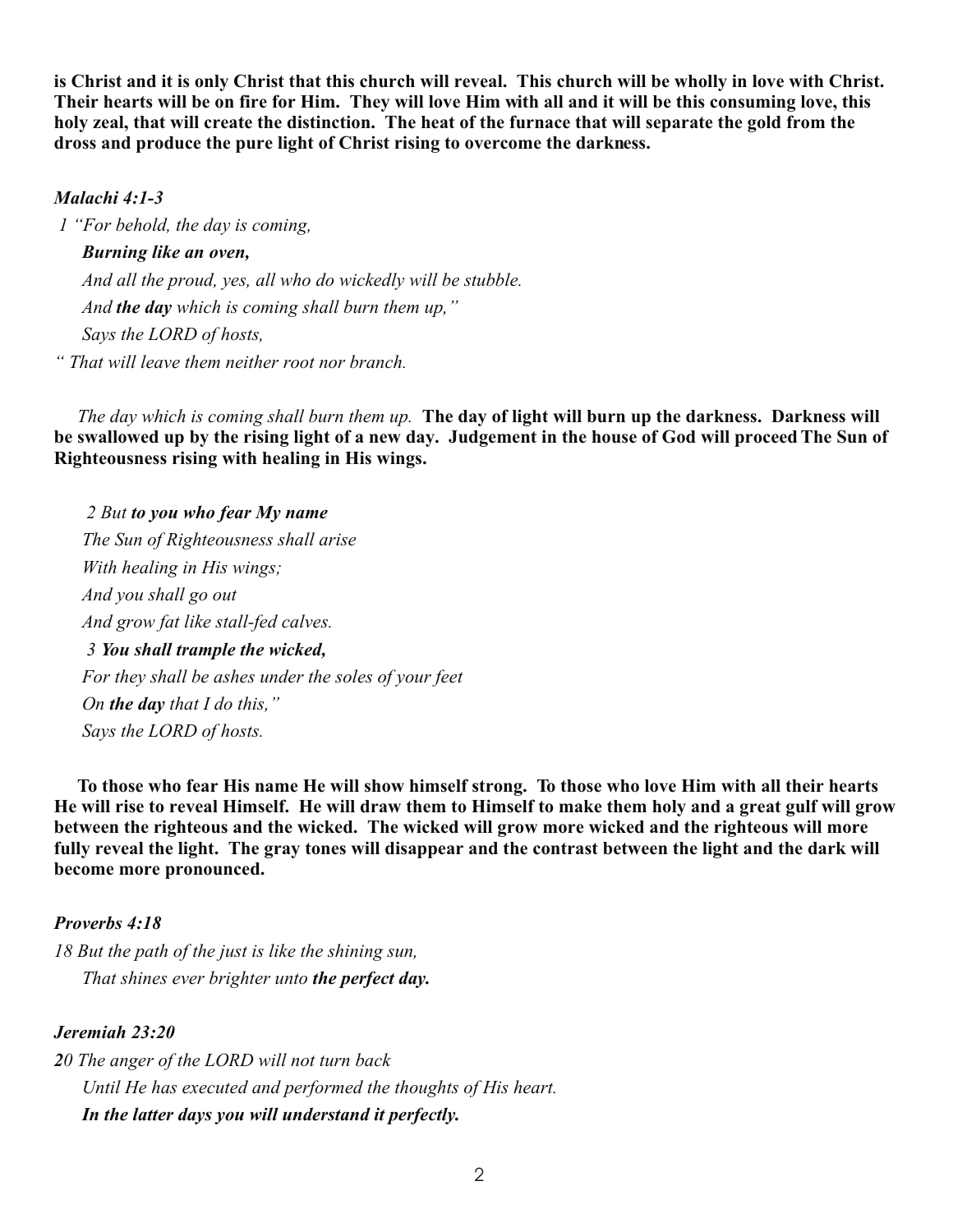**is Christ and it is only Christ that this church will reveal. This church will be wholly in love with Christ. Their hearts will be on fire for Him. They will love Him with all and it will be this consuming love, this holy zeal, that will create the distinction. The heat of the furnace that will separate the gold from the dross and produce the pure light of Christ rising to overcome the darkness.**

***Malachi 4:1-3***

*1 "For behold, the day is coming,*
***Burning like an oven,***
*And all the proud, yes, all who do wickedly will be stubble.*
*And **the day** which is coming shall burn them up,"*
*Says the LORD of hosts,*
*" That will leave them neither root nor branch.*

*The day which is coming shall burn them up.* **The day of light will burn up the darkness. Darkness will be swallowed up by the rising light of a new day. Judgement in the house of God will proceed The Sun of Righteousness rising with healing in His wings.**

*2 But **to you who fear My name***
*The Sun of Righteousness shall arise*
*With healing in His wings;*
*And you shall go out*
*And grow fat like stall-fed calves.*
*3 **You shall trample the wicked,***
*For they shall be ashes under the soles of your feet*
*On **the day** that I do this,"*
*Says the LORD of hosts.*

**To those who fear His name He will show himself strong. To those who love Him with all their hearts He will rise to reveal Himself. He will draw them to Himself to make them holy and a great gulf will grow between the righteous and the wicked. The wicked will grow more wicked and the righteous will more fully reveal the light. The gray tones will disappear and the contrast between the light and the dark will become more pronounced.**

***Proverbs 4:18***

*18 But the path of the just is like the shining sun,*
*That shines ever brighter unto **the perfect day.***

***Jeremiah 23:20***

*20 The anger of the LORD will not turn back*
*Until He has executed and performed the thoughts of His heart.*
***In the latter days you will understand it perfectly.***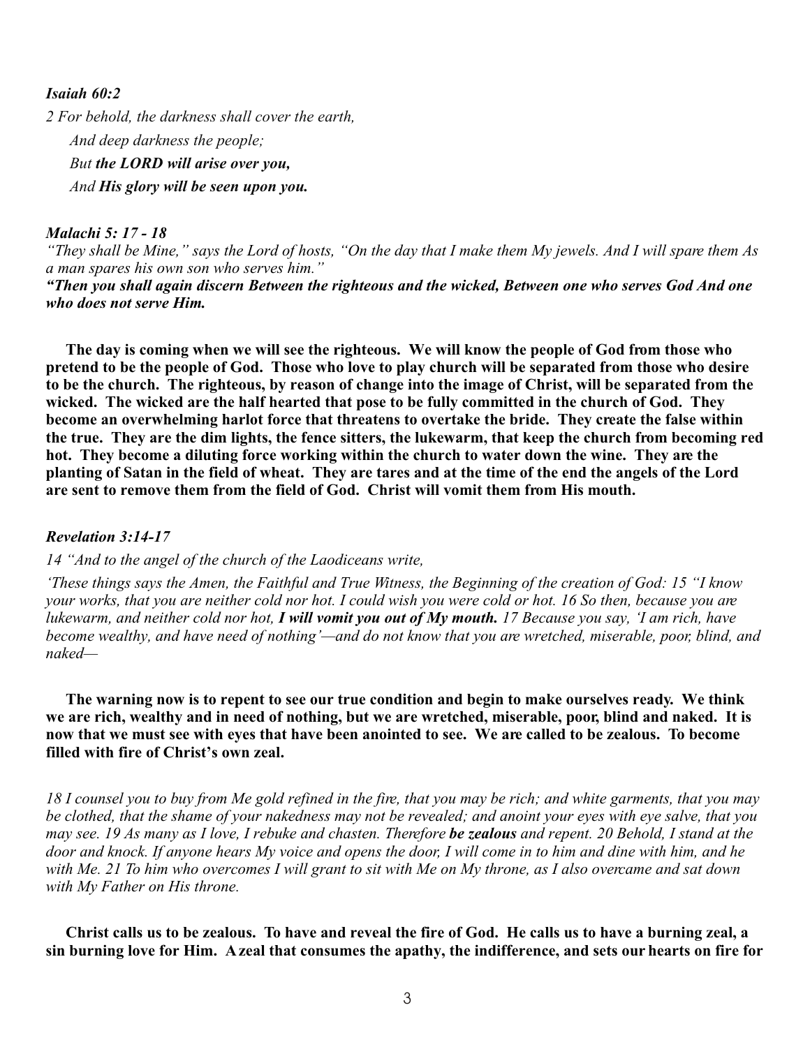***Isaiah 60:2***

*2 For behold, the darkness shall cover the earth,*

*And deep darkness the people;*

*But **the LORD will arise over you,***

*And **His glory will be seen upon you.***

***Malachi 5: 17 - 18***

*"They shall be Mine," says the Lord of hosts, "On the day that I make them My jewels. And I will spare them As a man spares his own son who serves him."*

***"Then you shall again discern Between the righteous and the wicked, Between one who serves God And one who does not serve Him.***

**The day is coming when we will see the righteous. We will know the people of God from those who pretend to be the people of God. Those who love to play church will be separated from those who desire to be the church. The righteous, by reason of change into the image of Christ, will be separated from the wicked. The wicked are the half hearted that pose to be fully committed in the church of God. They become an overwhelming harlot force that threatens to overtake the bride. They create the false within the true. They are the dim lights, the fence sitters, the lukewarm, that keep the church from becoming red hot. They become a diluting force working within the church to water down the wine. They are the planting of Satan in the field of wheat. They are tares and at the time of the end the angels of the Lord are sent to remove them from the field of God. Christ will vomit them from His mouth.**

***Revelation 3:14-17***

*14 "And to the angel of the church of the Laodiceans write,*

*'These things says the Amen, the Faithful and True Witness, the Beginning of the creation of God: 15 "I know your works, that you are neither cold nor hot. I could wish you were cold or hot. 16 So then, because you are lukewarm, and neither cold nor hot, **I will vomit you out of My mouth.** 17 Because you say, 'I am rich, have become wealthy, and have need of nothing'—and do not know that you are wretched, miserable, poor, blind, and naked—*

**The warning now is to repent to see our true condition and begin to make ourselves ready. We think we are rich, wealthy and in need of nothing, but we are wretched, miserable, poor, blind and naked. It is now that we must see with eyes that have been anointed to see. We are called to be zealous. To become filled with fire of Christ's own zeal.**

*18 I counsel you to buy from Me gold refined in the fire, that you may be rich; and white garments, that you may be clothed, that the shame of your nakedness may not be revealed; and anoint your eyes with eye salve, that you may see. 19 As many as I love, I rebuke and chasten. Therefore **be zealous** and repent. 20 Behold, I stand at the door and knock. If anyone hears My voice and opens the door, I will come in to him and dine with him, and he with Me. 21 To him who overcomes I will grant to sit with Me on My throne, as I also overcame and sat down with My Father on His throne.*

**Christ calls us to be zealous. To have and reveal the fire of God. He calls us to have a burning zeal, a sin burning love for Him. A zeal that consumes the apathy, the indifference, and sets our hearts on fire for**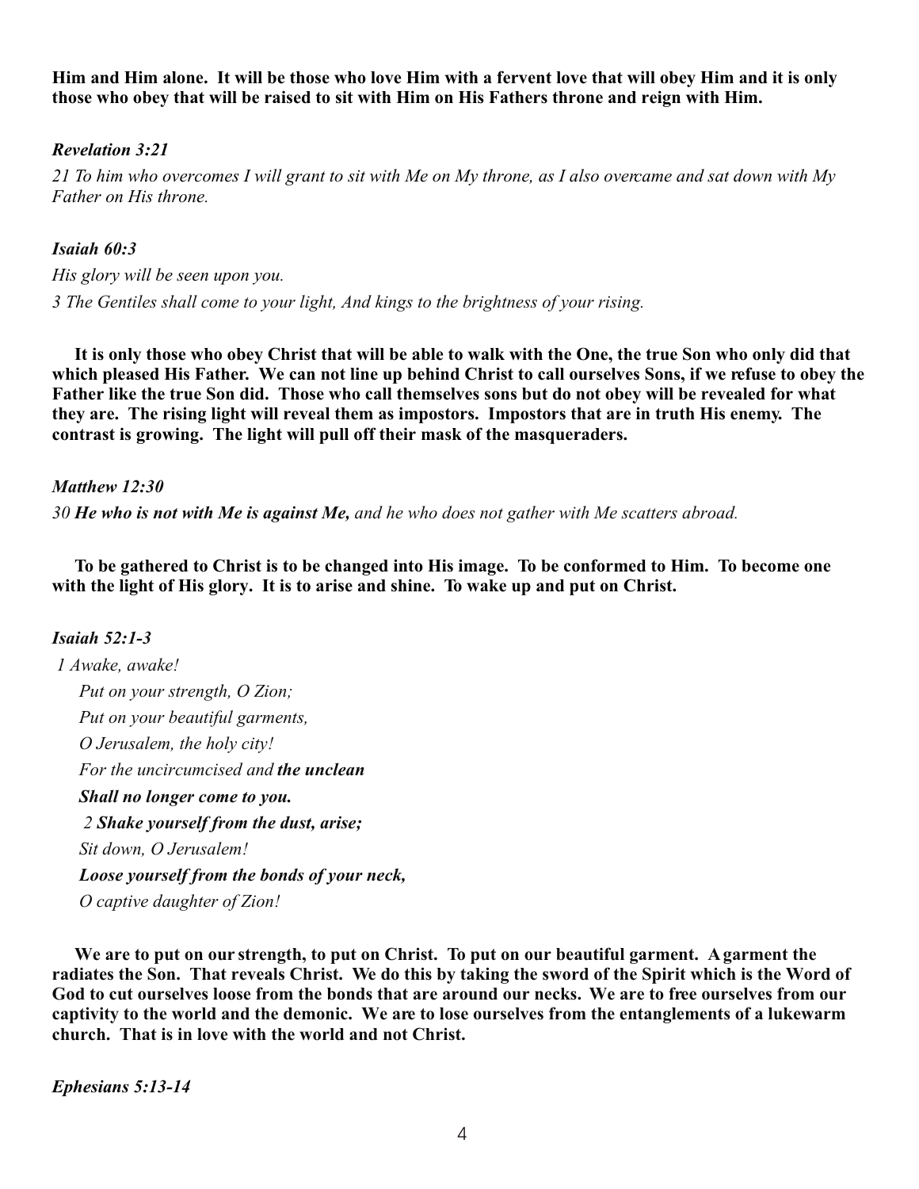**Him and Him alone. It will be those who love Him with a fervent love that will obey Him and it is only those who obey that will be raised to sit with Him on His Fathers throne and reign with Him.**

***Revelation 3:21***

*21 To him who overcomes I will grant to sit with Me on My throne, as I also overcame and sat down with My Father on His throne.*

***Isaiah 60:3***

*His glory will be seen upon you.*

*3 The Gentiles shall come to your light, And kings to the brightness of your rising.*

**It is only those who obey Christ that will be able to walk with the One, the true Son who only did that which pleased His Father. We can not line up behind Christ to call ourselves Sons, if we refuse to obey the Father like the true Son did. Those who call themselves sons but do not obey will be revealed for what they are. The rising light will reveal them as impostors. Impostors that are in truth His enemy. The contrast is growing. The light will pull off their mask of the masqueraders.**

***Matthew 12:30***

*30* ***He who is not with Me is against Me,*** *and he who does not gather with Me scatters abroad.*

**To be gathered to Christ is to be changed into His image. To be conformed to Him. To become one with the light of His glory. It is to arise and shine. To wake up and put on Christ.**

***Isaiah 52:1-3***

*1 Awake, awake!*
*Put on your strength, O Zion;*
*Put on your beautiful garments,*
*O Jerusalem, the holy city!*
*For the uncircumcised and* ***the unclean***
***Shall no longer come to you.***
*2* ***Shake yourself from the dust, arise;***
*Sit down, O Jerusalem!*
***Loose yourself from the bonds of your neck,***
*O captive daughter of Zion!*

**We are to put on our strength, to put on Christ. To put on our beautiful garment. A garment the radiates the Son. That reveals Christ. We do this by taking the sword of the Spirit which is the Word of God to cut ourselves loose from the bonds that are around our necks. We are to free ourselves from our captivity to the world and the demonic. We are to lose ourselves from the entanglements of a lukewarm church. That is in love with the world and not Christ.**

***Ephesians 5:13-14***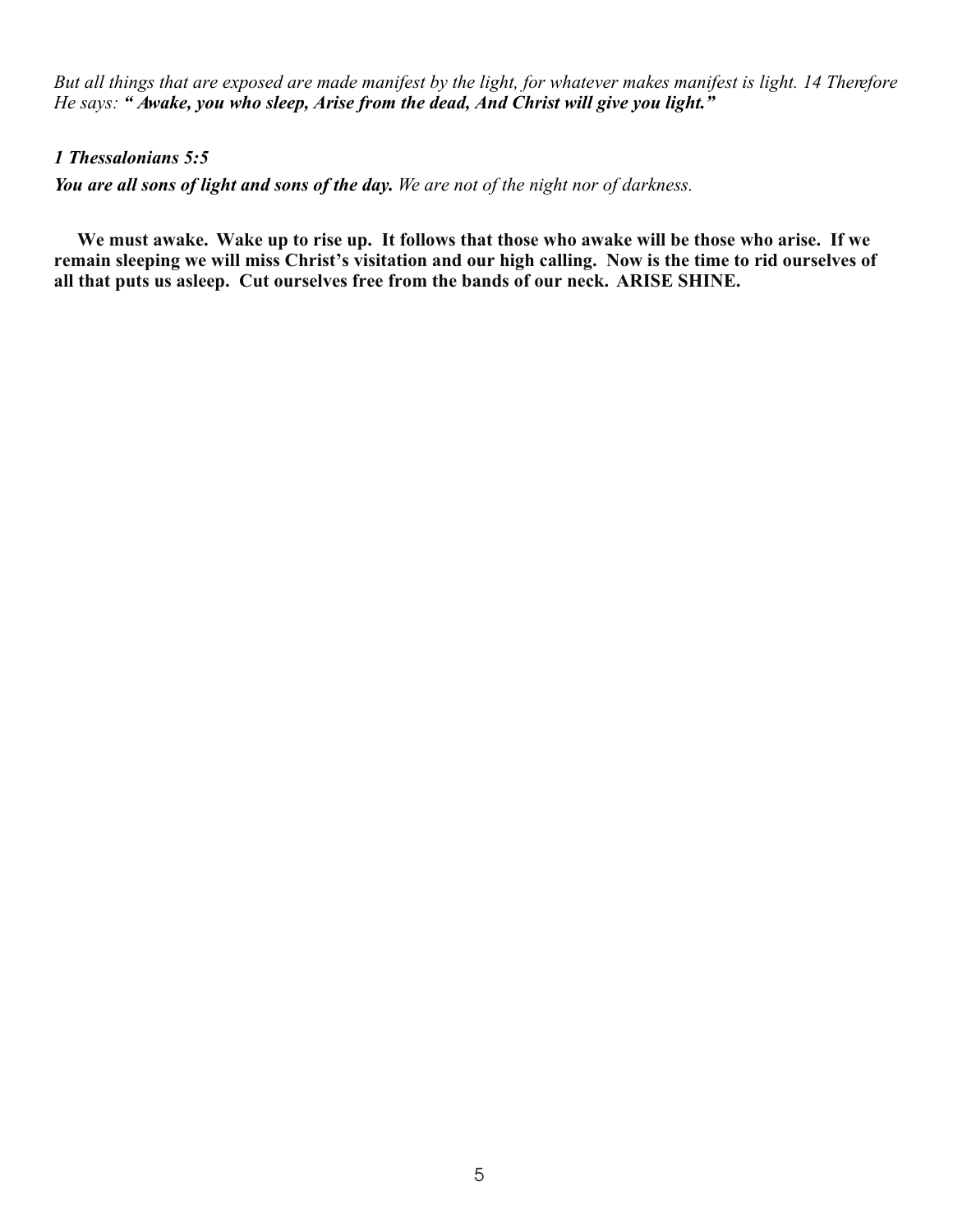*But all things that are exposed are made manifest by the light, for whatever makes manifest is light. 14 Therefore He says:* ***" Awake, you who sleep, Arise from the dead, And Christ will give you light."***

***1 Thessalonians 5:5***

***You are all sons of light and sons of the day.*** *We are not of the night nor of darkness.*

**We must awake. Wake up to rise up. It follows that those who awake will be those who arise. If we remain sleeping we will miss Christ's visitation and our high calling. Now is the time to rid ourselves of all that puts us asleep. Cut ourselves free from the bands of our neck. ARISE SHINE.**